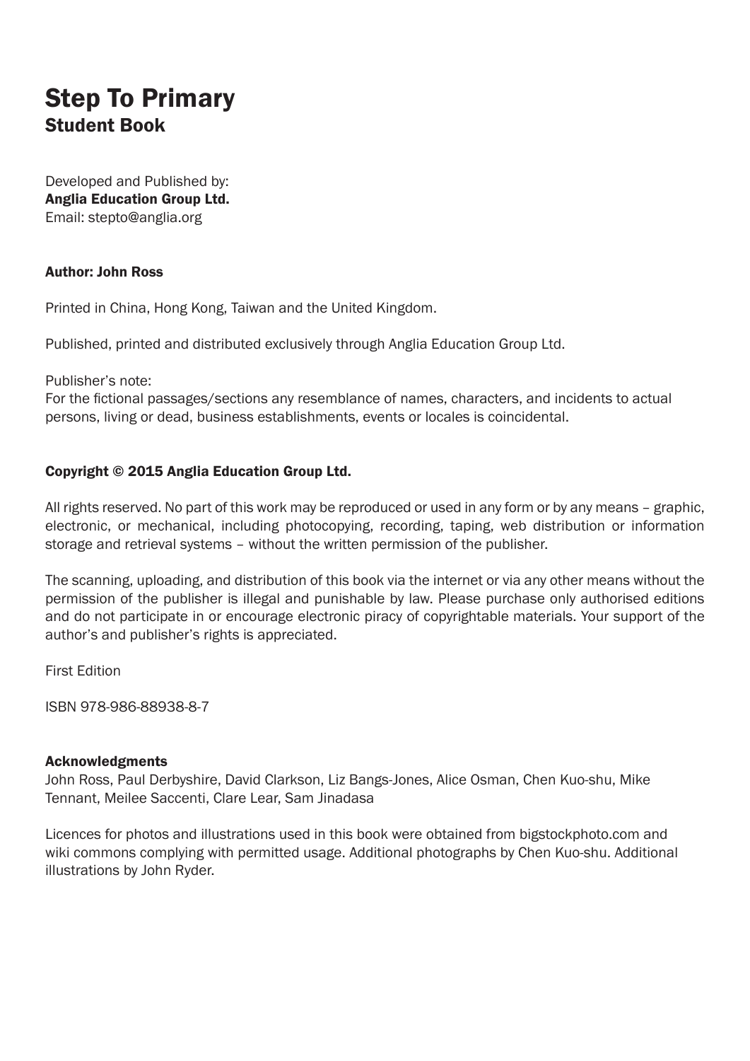# Step To Primary

## Student Book

Developed and Published by:
**Anglia Education Group Ltd.**
Email: stepto@anglia.org

**Author: John Ross**

Printed in China, Hong Kong, Taiwan and the United Kingdom.

Published, printed and distributed exclusively through Anglia Education Group Ltd.

Publisher's note:
For the fictional passages/sections any resemblance of names, characters, and incidents to actual persons, living or dead, business establishments, events or locales is coincidental.

**Copyright © 2015 Anglia Education Group Ltd.**

All rights reserved. No part of this work may be reproduced or used in any form or by any means – graphic, electronic, or mechanical, including photocopying, recording, taping, web distribution or information storage and retrieval systems – without the written permission of the publisher.

The scanning, uploading, and distribution of this book via the internet or via any other means without the permission of the publisher is illegal and punishable by law. Please purchase only authorised editions and do not participate in or encourage electronic piracy of copyrightable materials. Your support of the author's and publisher's rights is appreciated.

First Edition

ISBN 978-986-88938-8-7

**Acknowledgments**
John Ross, Paul Derbyshire, David Clarkson, Liz Bangs-Jones, Alice Osman, Chen Kuo-shu, Mike Tennant, Meilee Saccenti, Clare Lear, Sam Jinadasa

Licences for photos and illustrations used in this book were obtained from bigstockphoto.com and wiki commons complying with permitted usage. Additional photographs by Chen Kuo-shu. Additional illustrations by John Ryder.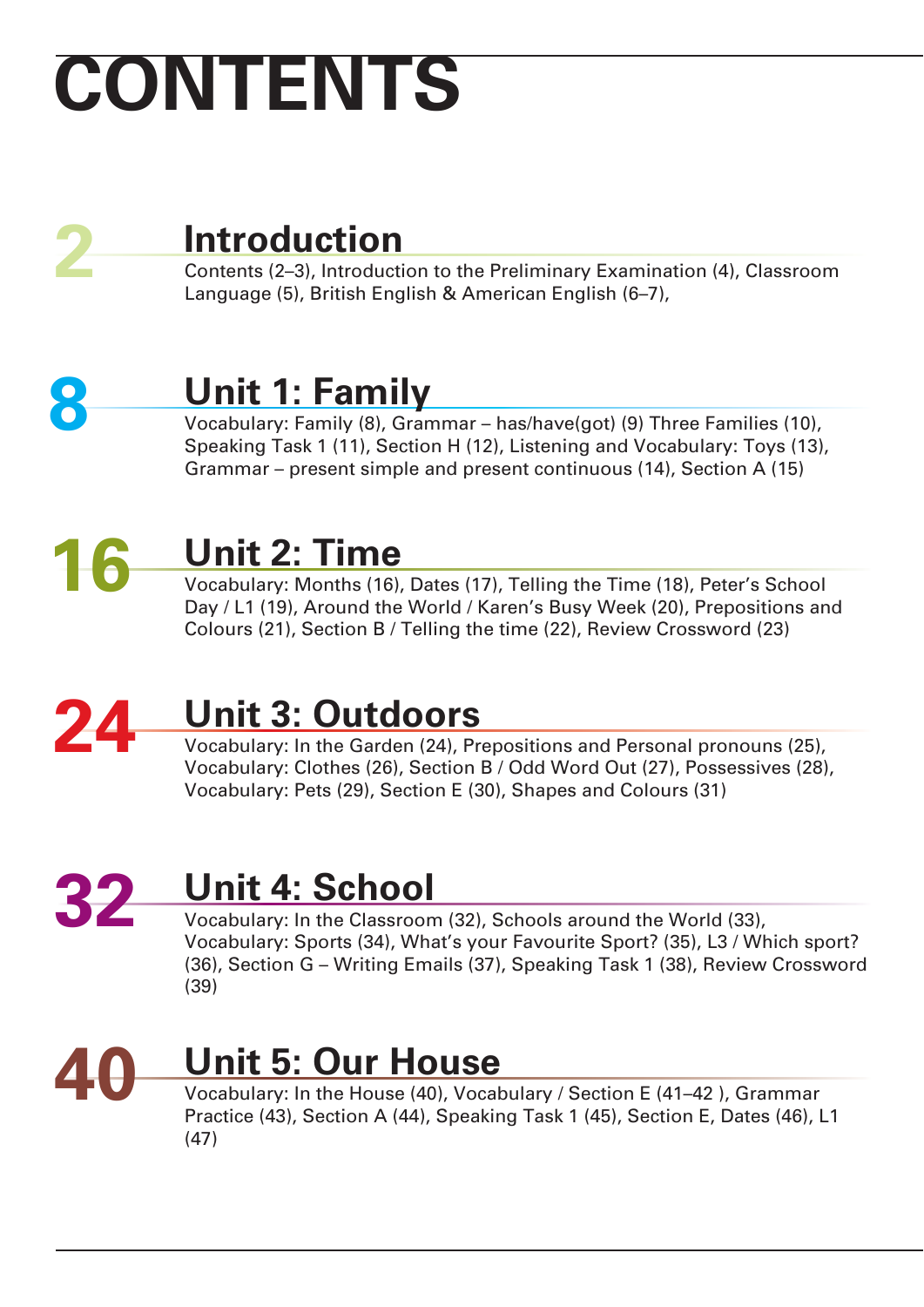# CONTENTS

## 2 Introduction

Contents (2–3), Introduction to the Preliminary Examination (4), Classroom Language (5), British English & American English (6–7),

## 8 Unit 1: Family

Vocabulary: Family (8), Grammar – has/have(got) (9) Three Families (10), Speaking Task 1 (11), Section H (12), Listening and Vocabulary: Toys (13), Grammar – present simple and present continuous (14), Section A (15)

## 16 Unit 2: Time

Vocabulary: Months (16), Dates (17), Telling the Time (18), Peter's School Day / L1 (19), Around the World / Karen's Busy Week (20), Prepositions and Colours (21), Section B / Telling the time (22), Review Crossword (23)

## 24 Unit 3: Outdoors

Vocabulary: In the Garden (24), Prepositions and Personal pronouns (25), Vocabulary: Clothes (26), Section B / Odd Word Out (27), Possessives (28), Vocabulary: Pets (29), Section E (30), Shapes and Colours (31)

## 32 Unit 4: School

Vocabulary: In the Classroom (32), Schools around the World (33), Vocabulary: Sports (34), What's your Favourite Sport? (35), L3 / Which sport? (36), Section G – Writing Emails (37), Speaking Task 1 (38), Review Crossword (39)

## 40 Unit 5: Our House

Vocabulary: In the House (40), Vocabulary / Section E (41–42 ), Grammar Practice (43), Section A (44), Speaking Task 1 (45), Section E, Dates (46), L1 (47)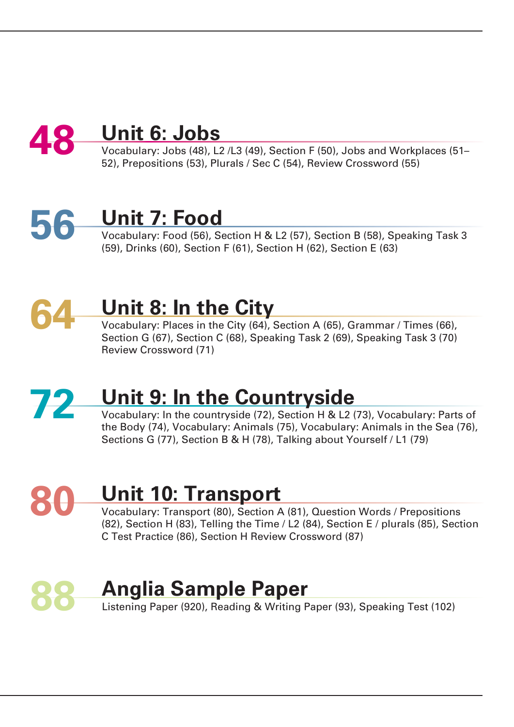## 48 Unit 6: Jobs

Vocabulary: Jobs (48), L2 /L3 (49), Section F (50), Jobs and Workplaces (51–52), Prepositions (53), Plurals / Sec C (54), Review Crossword (55)

## 56 Unit 7: Food

Vocabulary: Food (56), Section H & L2 (57), Section B (58), Speaking Task 3 (59), Drinks (60), Section F (61), Section H (62), Section E (63)

## 64 Unit 8: In the City

Vocabulary: Places in the City (64), Section A (65), Grammar / Times (66), Section G (67), Section C (68), Speaking Task 2 (69), Speaking Task 3 (70) Review Crossword (71)

## 72 Unit 9: In the Countryside

Vocabulary: In the countryside (72), Section H & L2 (73), Vocabulary: Parts of the Body (74), Vocabulary: Animals (75), Vocabulary: Animals in the Sea (76), Sections G (77), Section B & H (78), Talking about Yourself / L1 (79)

## 80 Unit 10: Transport

Vocabulary: Transport (80), Section A (81), Question Words / Prepositions (82), Section H (83), Telling the Time / L2 (84), Section E / plurals (85), Section C Test Practice (86), Section H Review Crossword (87)

## 88 Anglia Sample Paper

Listening Paper (920), Reading & Writing Paper (93), Speaking Test (102)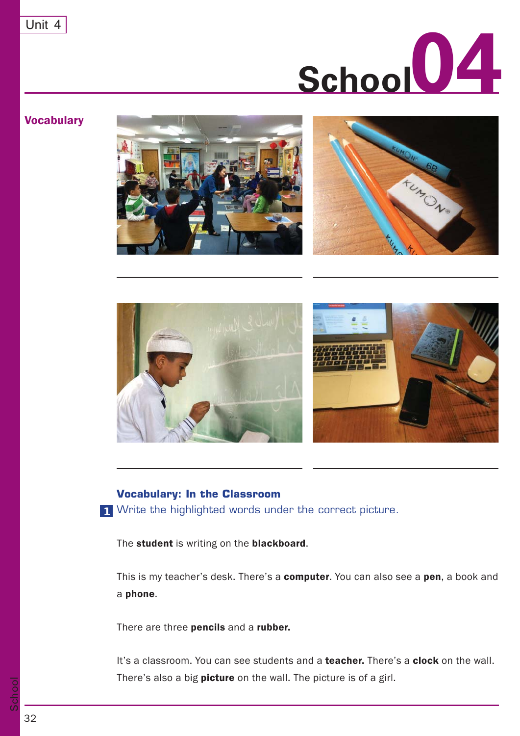# School 04

## Vocabulary

### Vocabulary: In the Classroom

**1** Write the highlighted words under the correct picture.

The **student** is writing on the **blackboard**.

This is my teacher's desk. There's a **computer**. You can also see a **pen**, a book and a **phone**.

There are three **pencils** and a **rubber.**

It's a classroom. You can see students and a **teacher.** There's a **clock** on the wall. There's also a big **picture** on the wall. The picture is of a girl.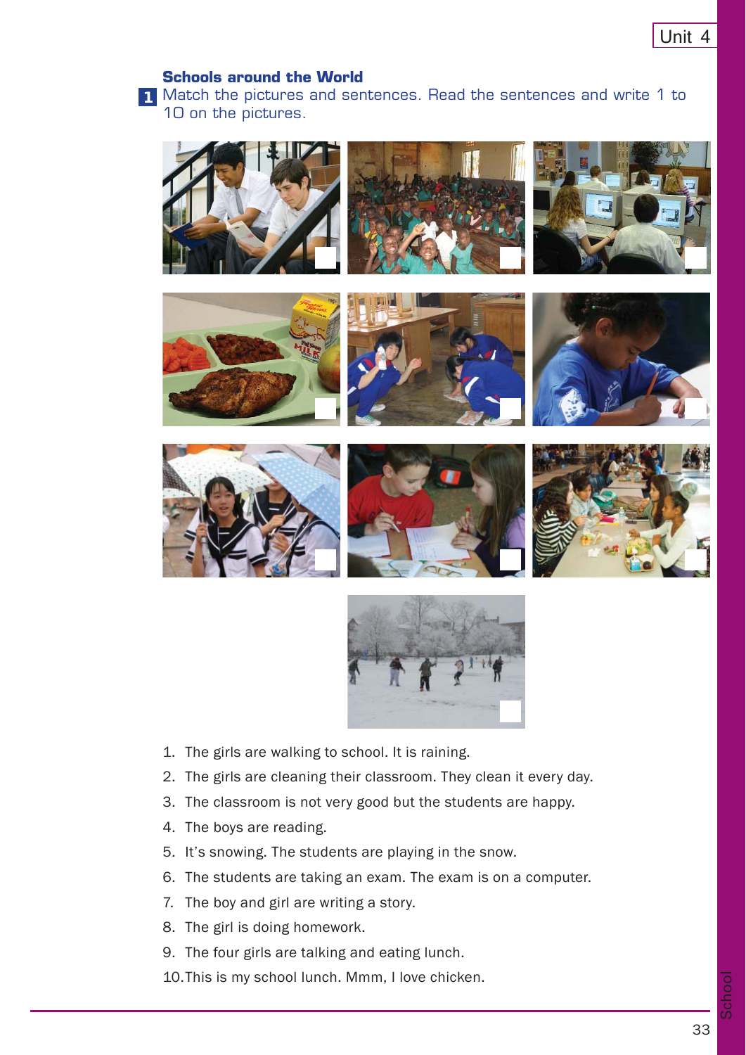## Schools around the World

**1** Match the pictures and sentences. Read the sentences and write 1 to 10 on the pictures.

1. The girls are walking to school. It is raining.
2. The girls are cleaning their classroom. They clean it every day.
3. The classroom is not very good but the students are happy.
4. The boys are reading.
5. It's snowing. The students are playing in the snow.
6. The students are taking an exam. The exam is on a computer.
7. The boy and girl are writing a story.
8. The girl is doing homework.
9. The four girls are talking and eating lunch.
10. This is my school lunch. Mmm, I love chicken.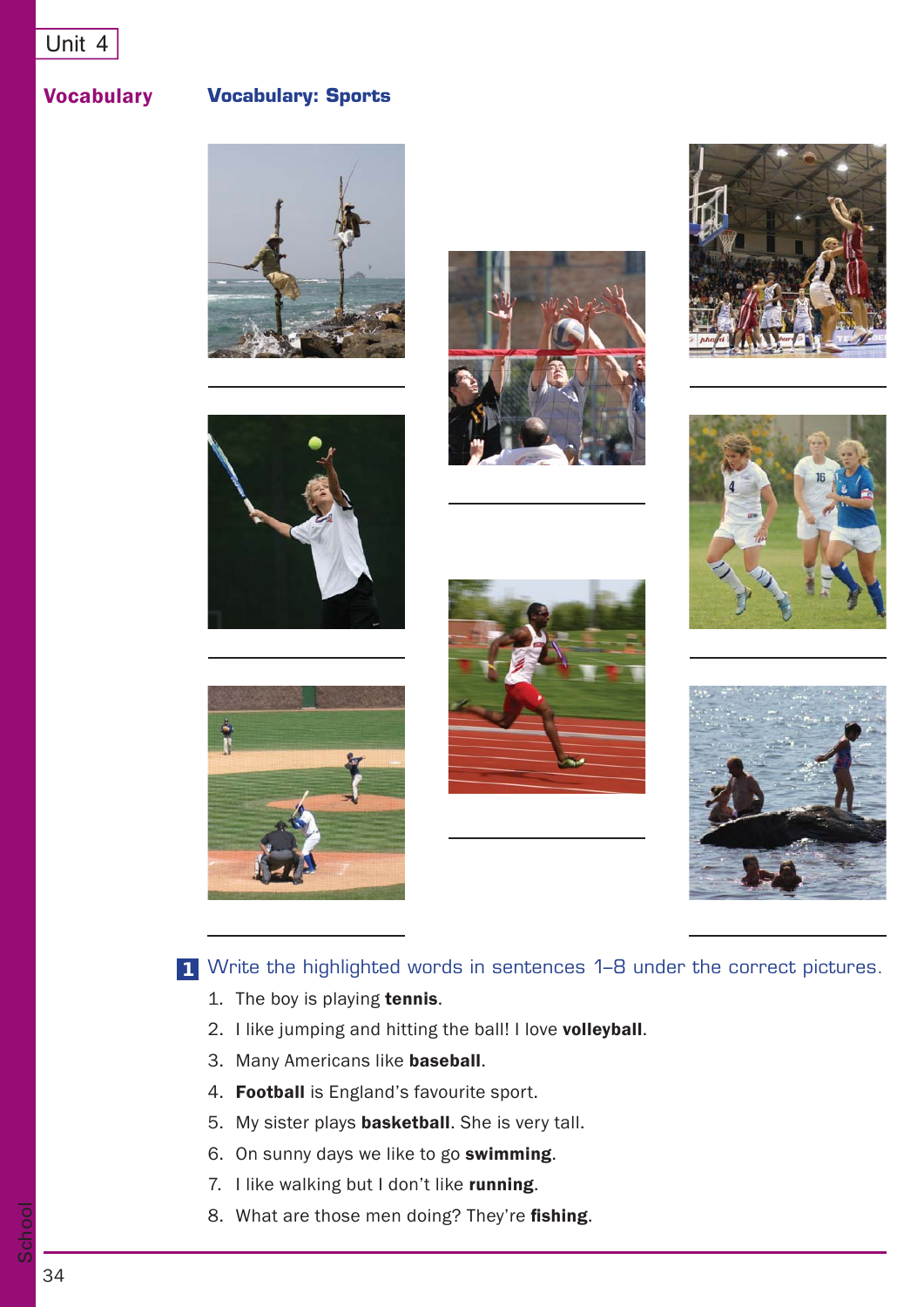## Vocabulary

### Vocabulary: Sports

**1** Write the highlighted words in sentences 1–8 under the correct pictures.

1. The boy is playing **tennis**.
2. I like jumping and hitting the ball! I love **volleyball**.
3. Many Americans like **baseball**.
4. **Football** is England's favourite sport.
5. My sister plays **basketball**. She is very tall.
6. On sunny days we like to go **swimming**.
7. I like walking but I don't like **running**.
8. What are those men doing? They're **fishing**.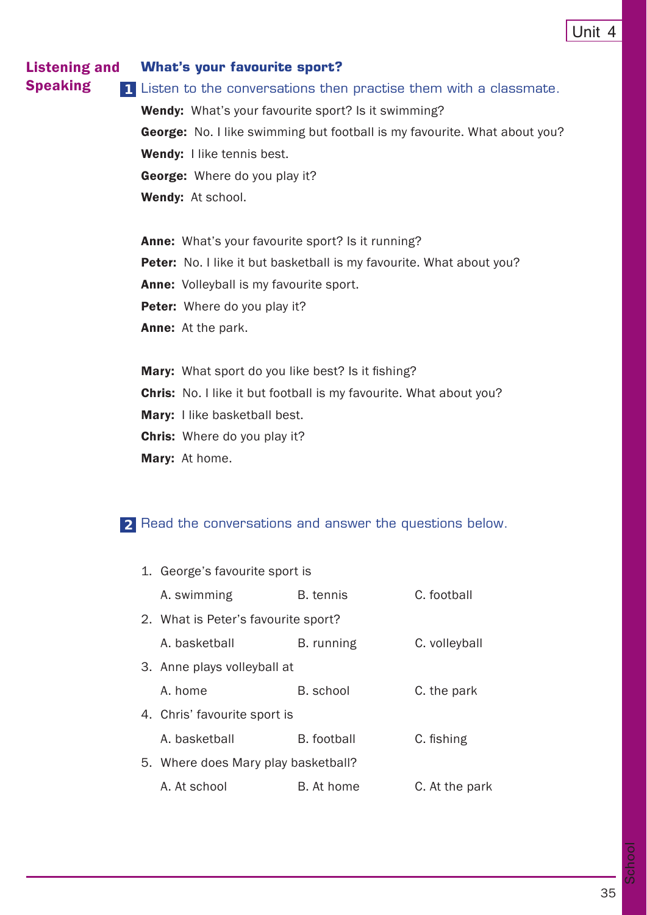## Listening and Speaking

### What's your favourite sport?

**1** Listen to the conversations then practise them with a classmate.

**Wendy:** What's your favourite sport? Is it swimming?

**George:** No. I like swimming but football is my favourite. What about you?

**Wendy:** I like tennis best.

**George:** Where do you play it?

**Wendy:** At school.

**Anne:** What's your favourite sport? Is it running?

**Peter:** No. I like it but basketball is my favourite. What about you?

**Anne:** Volleyball is my favourite sport.

**Peter:** Where do you play it?

**Anne:** At the park.

**Mary:** What sport do you like best? Is it fishing?

**Chris:** No. I like it but football is my favourite. What about you?

**Mary:** I like basketball best.

**Chris:** Where do you play it?

**Mary:** At home.

**2** Read the conversations and answer the questions below.

1. George's favourite sport is
   A. swimming  B. tennis  C. football
2. What is Peter's favourite sport?
   A. basketball  B. running  C. volleyball
3. Anne plays volleyball at
   A. home  B. school  C. the park
4. Chris' favourite sport is
   A. basketball  B. football  C. fishing
5. Where does Mary play basketball?
   A. At school  B. At home  C. At the park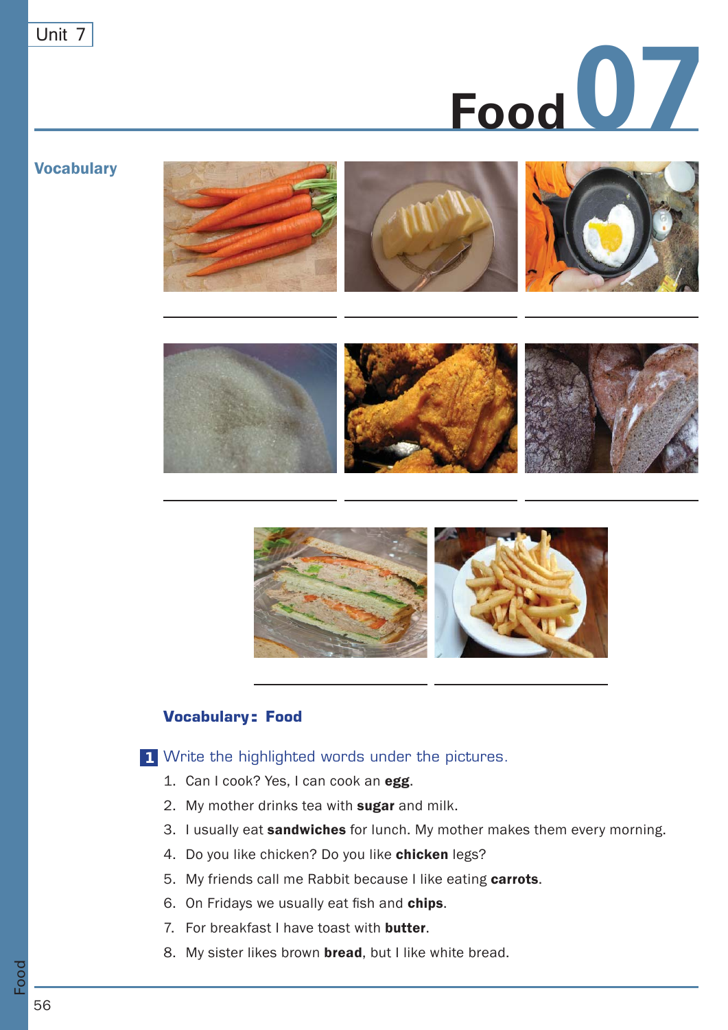# Food 07

## Vocabulary

## Vocabulary: Food

**1** Write the highlighted words under the pictures.

1. Can I cook? Yes, I can cook an **egg**.
2. My mother drinks tea with **sugar** and milk.
3. I usually eat **sandwiches** for lunch. My mother makes them every morning.
4. Do you like chicken? Do you like **chicken** legs?
5. My friends call me Rabbit because I like eating **carrots**.
6. On Fridays we usually eat fish and **chips**.
7. For breakfast I have toast with **butter**.
8. My sister likes brown **bread**, but I like white bread.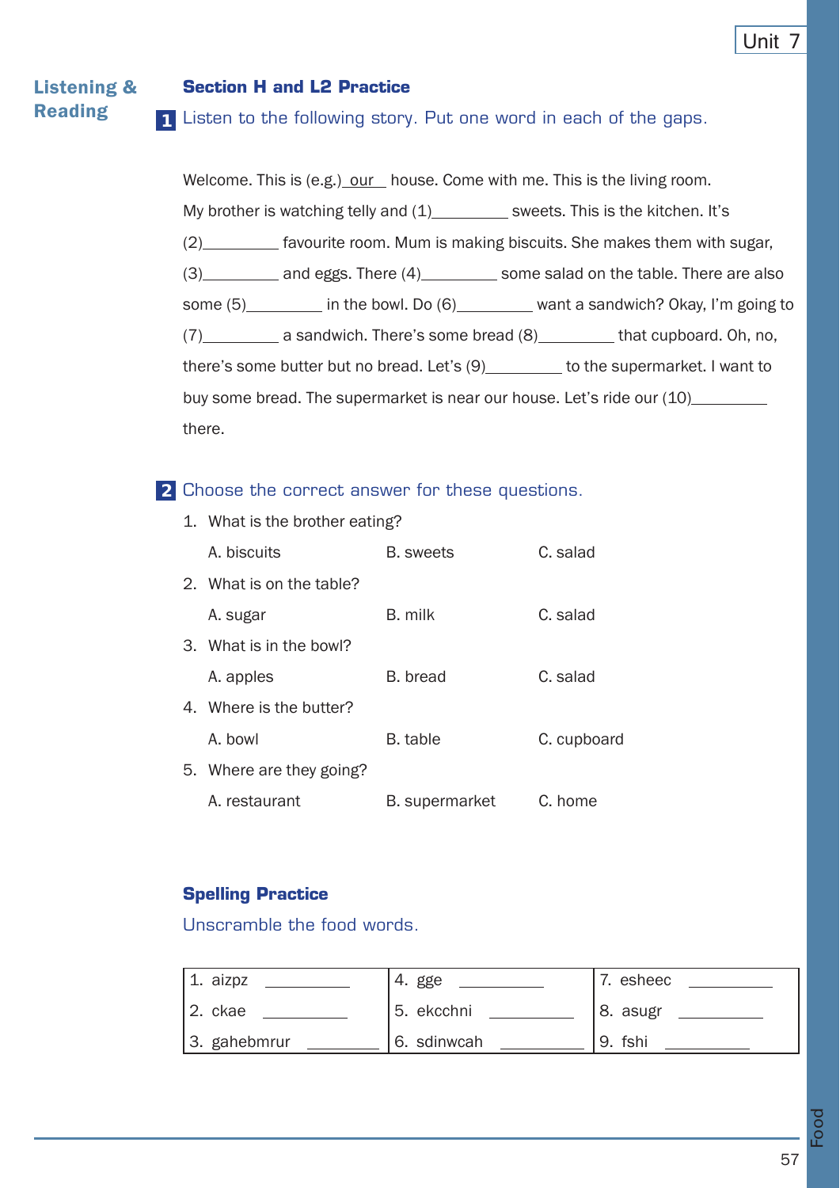## Listening & Reading

### Section H and L2 Practice

**1** Listen to the following story. Put one word in each of the gaps.

Welcome. This is (e.g.) our house. Come with me. This is the living room. My brother is watching telly and (1)_________ sweets. This is the kitchen. It's (2)_________ favourite room. Mum is making biscuits. She makes them with sugar, (3)_________ and eggs. There (4)_________ some salad on the table. There are also some (5)_________ in the bowl. Do (6)_________ want a sandwich? Okay, I'm going to (7)_________ a sandwich. There's some bread (8)_________ that cupboard. Oh, no, there's some butter but no bread. Let's (9)_________ to the supermarket. I want to buy some bread. The supermarket is near our house. Let's ride our (10)_________ there.

**2** Choose the correct answer for these questions.

1. What is the brother eating?
   A. biscuits B. sweets C. salad
2. What is on the table?
   A. sugar B. milk C. salad
3. What is in the bowl?
   A. apples B. bread C. salad
4. Where is the butter?
   A. bowl B. table C. cupboard
5. Where are they going?
   A. restaurant B. supermarket C. home

### Spelling Practice

Unscramble the food words.

| | | |
|---|---|---|
| 1. aizpz _________ | 4. gge _________ | 7. esheec _________ |
| 2. ckae _________ | 5. ekcchni _________ | 8. asugr _________ |
| 3. gahebmrur _________ | 6. sdinwcah _________ | 9. fshi _________ |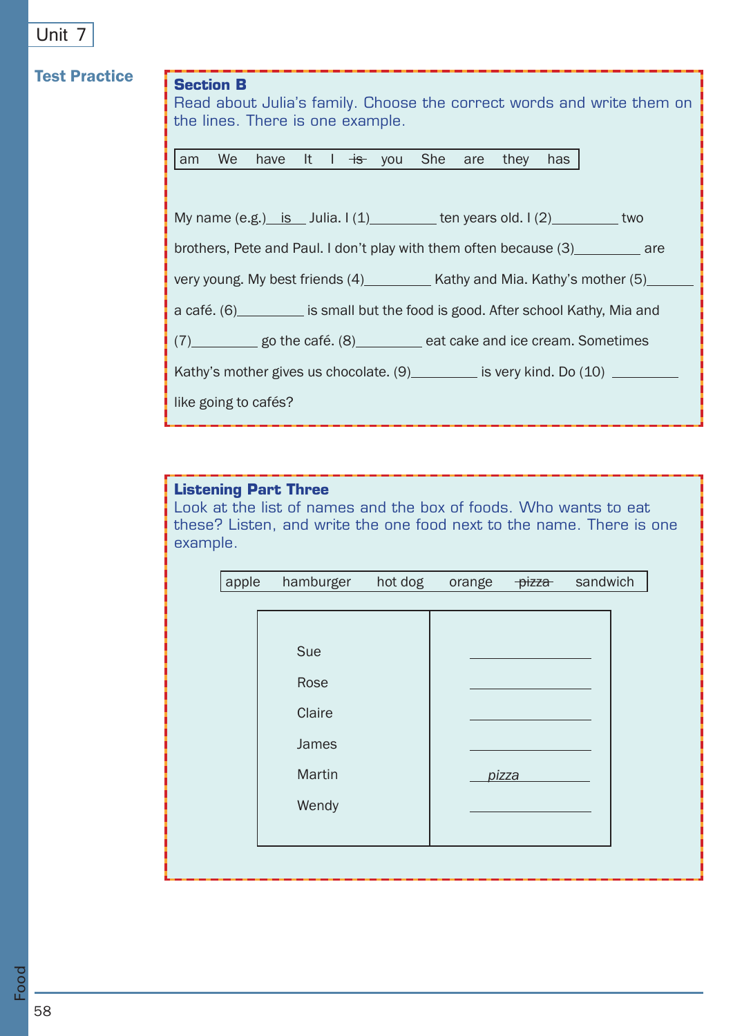Unit 7

**Test Practice**

### Section B

Read about Julia's family. Choose the correct words and write them on the lines. There is one example.

| am | We | have | It | I | ~~is~~ | you | She | are | they | has |
|---|---|---|---|---|---|---|---|---|---|---|

My name (e.g.) __is__ Julia. I (1)________ ten years old. I (2)________ two brothers, Pete and Paul. I don't play with them often because (3)________ are very young. My best friends (4)________ Kathy and Mia. Kathy's mother (5)________ a café. (6)________ is small but the food is good. After school Kathy, Mia and (7)________ go the café. (8)________ eat cake and ice cream. Sometimes Kathy's mother gives us chocolate. (9)________ is very kind. Do (10) ________ like going to cafés?

### Listening Part Three

Look at the list of names and the box of foods. Who wants to eat these? Listen, and write the one food next to the name. There is one example.

| apple | hamburger | hot dog | orange | ~~pizza~~ | sandwich |
|---|---|---|---|---|---|

| | |
|---|---|
| Sue | ________ |
| Rose | ________ |
| Claire | ________ |
| James | ________ |
| Martin | *pizza* |
| Wendy | ________ |

Food